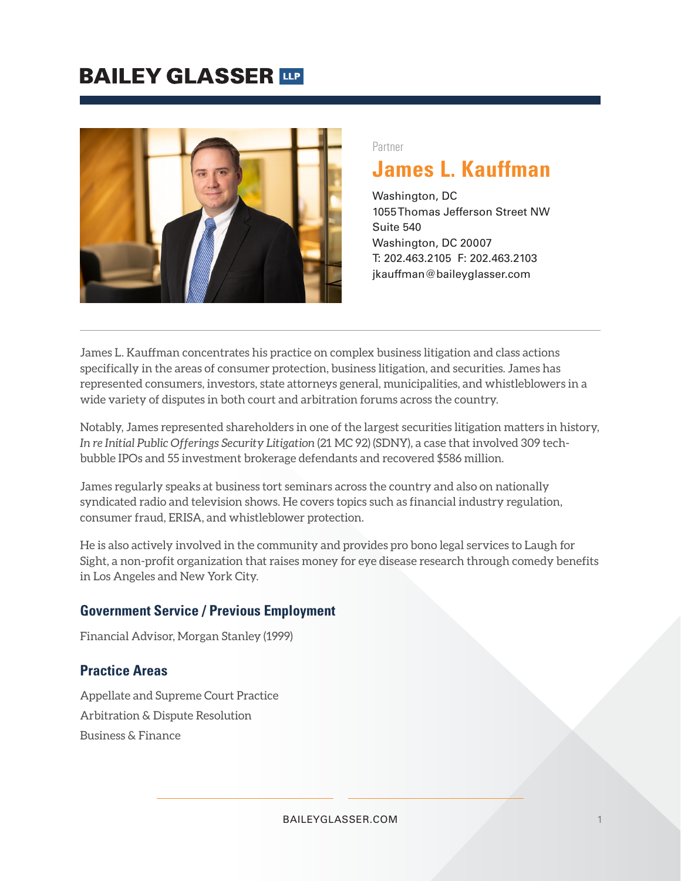# BAILEY GLASSER LLP

Partner

## James L. Kauffman

Washington, DC
1055 Thomas Jefferson Street NW
Suite 540
Washington, DC 20007
T: 202.463.2105 F: 202.463.2103
jkauffman@baileyglasser.com

James L. Kauffman concentrates his practice on complex business litigation and class actions specifically in the areas of consumer protection, business litigation, and securities. James has represented consumers, investors, state attorneys general, municipalities, and whistleblowers in a wide variety of disputes in both court and arbitration forums across the country.

Notably, James represented shareholders in one of the largest securities litigation matters in history, *In re Initial Public Offerings Security Litigation* (21 MC 92) (SDNY), a case that involved 309 tech-bubble IPOs and 55 investment brokerage defendants and recovered $586 million.

James regularly speaks at business tort seminars across the country and also on nationally syndicated radio and television shows. He covers topics such as financial industry regulation, consumer fraud, ERISA, and whistleblower protection.

He is also actively involved in the community and provides pro bono legal services to Laugh for Sight, a non-profit organization that raises money for eye disease research through comedy benefits in Los Angeles and New York City.

### Government Service / Previous Employment

Financial Advisor, Morgan Stanley (1999)

### Practice Areas

Appellate and Supreme Court Practice
Arbitration & Dispute Resolution
Business & Finance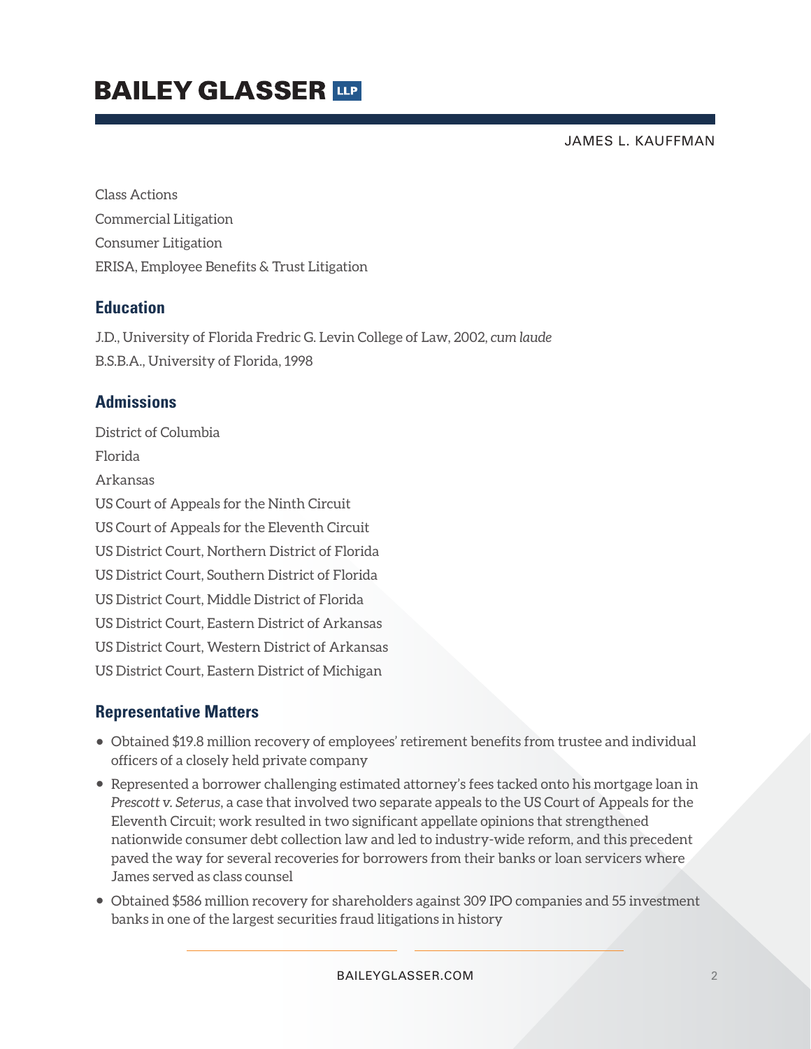Class Actions

Commercial Litigation

Consumer Litigation

ERISA, Employee Benefits & Trust Litigation

## Education

J.D., University of Florida Fredric G. Levin College of Law, 2002, *cum laude*

B.S.B.A., University of Florida, 1998

## Admissions

District of Columbia

Florida

Arkansas

US Court of Appeals for the Ninth Circuit

US Court of Appeals for the Eleventh Circuit

US District Court, Northern District of Florida

US District Court, Southern District of Florida

US District Court, Middle District of Florida

US District Court, Eastern District of Arkansas

US District Court, Western District of Arkansas

US District Court, Eastern District of Michigan

## Representative Matters

- Obtained $19.8 million recovery of employees' retirement benefits from trustee and individual officers of a closely held private company
- Represented a borrower challenging estimated attorney's fees tacked onto his mortgage loan in *Prescott v. Seterus*, a case that involved two separate appeals to the US Court of Appeals for the Eleventh Circuit; work resulted in two significant appellate opinions that strengthened nationwide consumer debt collection law and led to industry-wide reform, and this precedent paved the way for several recoveries for borrowers from their banks or loan servicers where James served as class counsel
- Obtained $586 million recovery for shareholders against 309 IPO companies and 55 investment banks in one of the largest securities fraud litigations in history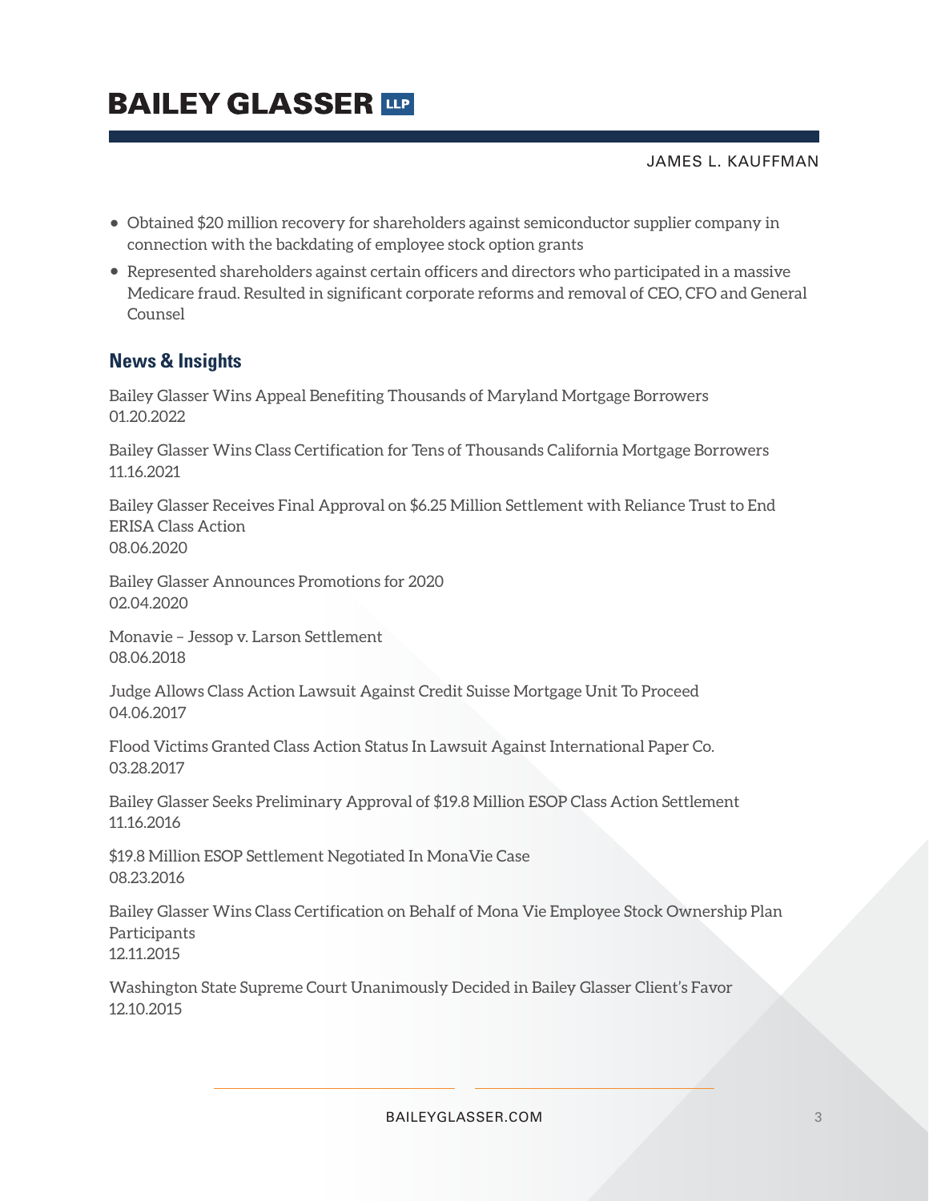- Obtained $20 million recovery for shareholders against semiconductor supplier company in connection with the backdating of employee stock option grants
- Represented shareholders against certain officers and directors who participated in a massive Medicare fraud. Resulted in significant corporate reforms and removal of CEO, CFO and General Counsel

## News & Insights

Bailey Glasser Wins Appeal Benefiting Thousands of Maryland Mortgage Borrowers
01.20.2022

Bailey Glasser Wins Class Certification for Tens of Thousands California Mortgage Borrowers
11.16.2021

Bailey Glasser Receives Final Approval on $6.25 Million Settlement with Reliance Trust to End ERISA Class Action
08.06.2020

Bailey Glasser Announces Promotions for 2020
02.04.2020

Monavie – Jessop v. Larson Settlement
08.06.2018

Judge Allows Class Action Lawsuit Against Credit Suisse Mortgage Unit To Proceed
04.06.2017

Flood Victims Granted Class Action Status In Lawsuit Against International Paper Co.
03.28.2017

Bailey Glasser Seeks Preliminary Approval of $19.8 Million ESOP Class Action Settlement
11.16.2016

$19.8 Million ESOP Settlement Negotiated In MonaVie Case
08.23.2016

Bailey Glasser Wins Class Certification on Behalf of Mona Vie Employee Stock Ownership Plan Participants
12.11.2015

Washington State Supreme Court Unanimously Decided in Bailey Glasser Client's Favor
12.10.2015